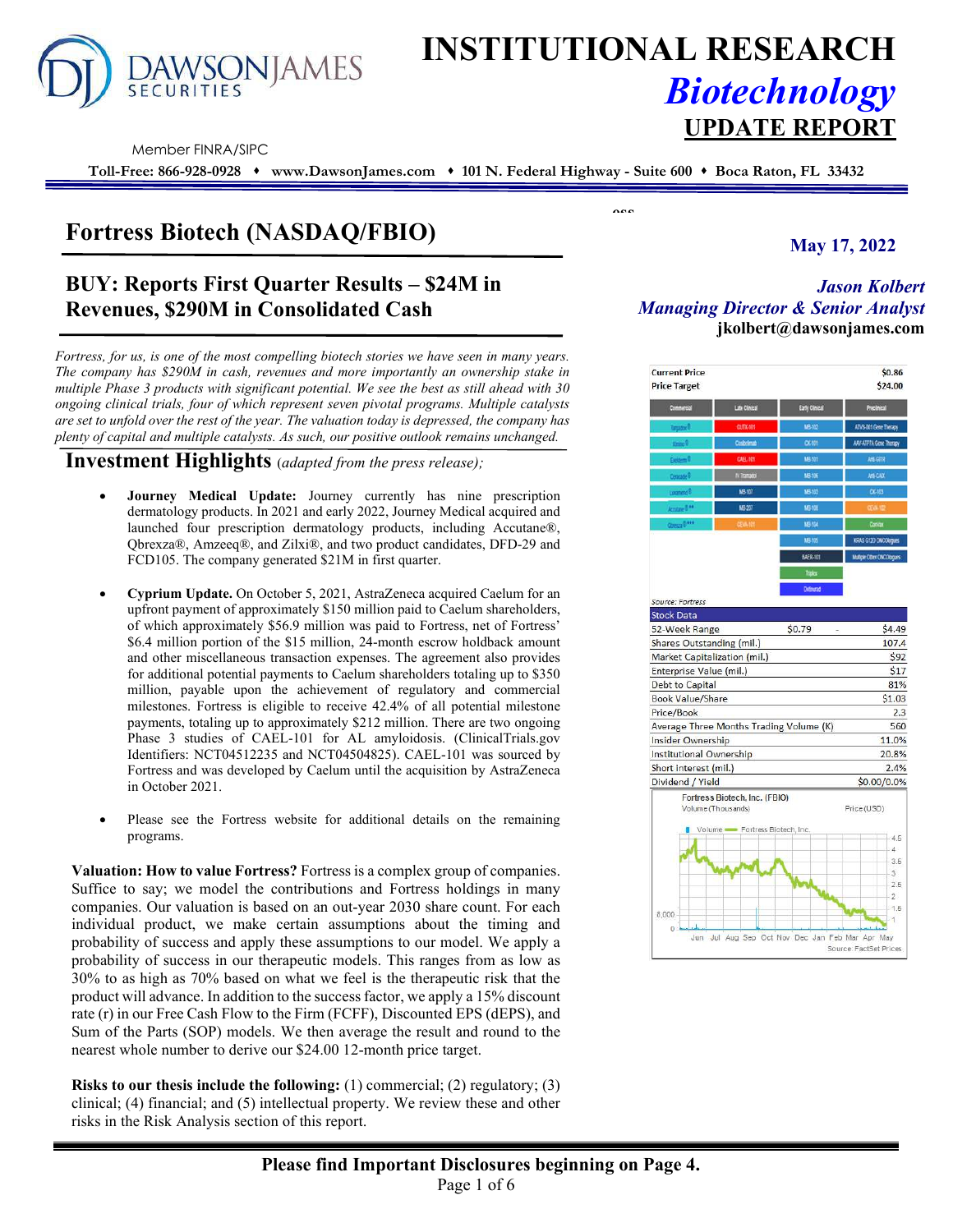# INSTITUTIONAL RESEARCH

## *Biotechnology*

## UPDATE REPORT

Member FINRA/SIPC

**Toll-Free: 866-928-0928 ♦ www.DawsonJames.com ♦ 101 N. Federal Highway - Suite 600 ♦ Boca Raton, FL 33432**

# Fortress Biotech (NASDAQ/FBIO)

**May 17, 2022**

## BUY: Reports First Quarter Results – $24M in Revenues, $290M in Consolidated Cash

***Jason Kolbert***
***Managing Director & Senior Analyst***
**jkolbert@dawsonjames.com**

*Fortress, for us, is one of the most compelling biotech stories we have seen in many years. The company has $290M in cash, revenues and more importantly an ownership stake in multiple Phase 3 products with significant potential. We see the best as still ahead with 30 ongoing clinical trials, four of which represent seven pivotal programs. Multiple catalysts are set to unfold over the rest of the year. The valuation today is depressed, the company has plenty of capital and multiple catalysts. As such, our positive outlook remains unchanged.*

| | |
|---|---|
| Current Price | $0.86 |
| Price Target | $24.00 |

| Commercial | Late Clinical | Early Clinical | Preclinical |
|---|---|---|---|
| Targadox® | CUTX-101 | MB-102 | ATVS-001 Gene Therapy |
| Ximino® | Cosibelimab | CK-101 | AAV-ATP7A Gene Therapy |
| Exelderm® | CAEL-101 | MB-101 | Anti-GITR |
| Ceracade® | IV Tramadol | MB-106 | Anti-CAIX |
| Luxamend® | MB-107 | MB-103 | CK-103 |
| Accutane®** | MB-207 | MB-108 | CEVA-102 |
| Qbrexza®*** | CEVA-101 | MB-104 | Cyprium |
| | | MB-105 | KRAS G12D ONCOlogues |
| | | BAER-101 | Multiple Other ONCOlogues |
| | | Triplex | |
| | | Deltamud | |

Source: Fortress

| Stock Data | | |
|---|---|---|
| 52-Week Range | $0.79 - | $4.49 |
| Shares Outstanding (mil.) | | 107.4 |
| Market Capitalization (mil.) | | $92 |
| Enterprise Value (mil.) | | $17 |
| Debt to Capital | | 81% |
| Book Value/Share | | $1.03 |
| Price/Book | | 2.3 |
| Average Three Months Trading Volume (K) | | 560 |
| Insider Ownership | | 11.0% |
| Institutional Ownership | | 20.8% |
| Short interest (mil.) | | 2.4% |
| Dividend / Yield | | $0.00/0.0% |

Fortress Biotech, Inc. (FBIO)
Volume (Thousands) — Price (USD)
Source: FactSet Prices

## Investment Highlights *(adapted from the press release);*

- **Journey Medical Update:** Journey currently has nine prescription dermatology products. In 2021 and early 2022, Journey Medical acquired and launched four prescription dermatology products, including Accutane®, Qbrexza®, Amzeeq®, and Zilxi®, and two product candidates, DFD-29 and FCD105. The company generated $21M in first quarter.

- **Cyprium Update.** On October 5, 2021, AstraZeneca acquired Caelum for an upfront payment of approximately $150 million paid to Caelum shareholders, of which approximately $56.9 million was paid to Fortress, net of Fortress' $6.4 million portion of the $15 million, 24-month escrow holdback amount and other miscellaneous transaction expenses. The agreement also provides for additional potential payments to Caelum shareholders totaling up to $350 million, payable upon the achievement of regulatory and commercial milestones. Fortress is eligible to receive 42.4% of all potential milestone payments, totaling up to approximately $212 million. There are two ongoing Phase 3 studies of CAEL-101 for AL amyloidosis. (ClinicalTrials.gov Identifiers: NCT04512235 and NCT04504825). CAEL-101 was sourced by Fortress and was developed by Caelum until the acquisition by AstraZeneca in October 2021.

- Please see the Fortress website for additional details on the remaining programs.

**Valuation: How to value Fortress?** Fortress is a complex group of companies. Suffice to say; we model the contributions and Fortress holdings in many companies. Our valuation is based on an out-year 2030 share count. For each individual product, we make certain assumptions about the timing and probability of success and apply these assumptions to our model. We apply a probability of success in our therapeutic models. This ranges from as low as 30% to as high as 70% based on what we feel is the therapeutic risk that the product will advance. In addition to the success factor, we apply a 15% discount rate (r) in our Free Cash Flow to the Firm (FCFF), Discounted EPS (dEPS), and Sum of the Parts (SOP) models. We then average the result and round to the nearest whole number to derive our $24.00 12-month price target.

**Risks to our thesis include the following:** (1) commercial; (2) regulatory; (3) clinical; (4) financial; and (5) intellectual property. We review these and other risks in the Risk Analysis section of this report.

**Please find Important Disclosures beginning on Page 4.**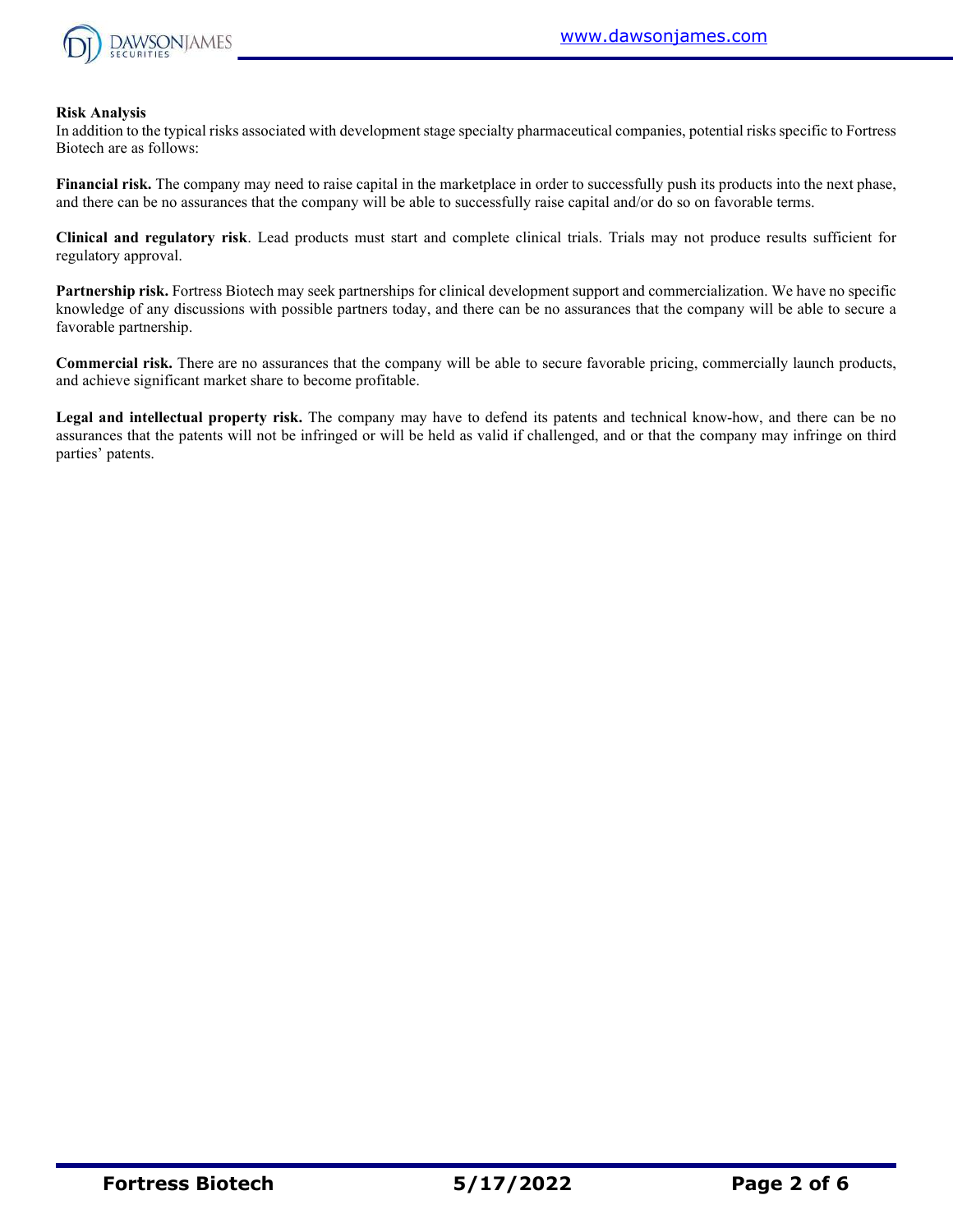**Risk Analysis**

In addition to the typical risks associated with development stage specialty pharmaceutical companies, potential risks specific to Fortress Biotech are as follows:

**Financial risk.** The company may need to raise capital in the marketplace in order to successfully push its products into the next phase, and there can be no assurances that the company will be able to successfully raise capital and/or do so on favorable terms.

**Clinical and regulatory risk**. Lead products must start and complete clinical trials. Trials may not produce results sufficient for regulatory approval.

**Partnership risk.** Fortress Biotech may seek partnerships for clinical development support and commercialization. We have no specific knowledge of any discussions with possible partners today, and there can be no assurances that the company will be able to secure a favorable partnership.

**Commercial risk.** There are no assurances that the company will be able to secure favorable pricing, commercially launch products, and achieve significant market share to become profitable.

**Legal and intellectual property risk.** The company may have to defend its patents and technical know-how, and there can be no assurances that the patents will not be infringed or will be held as valid if challenged, and or that the company may infringe on third parties' patents.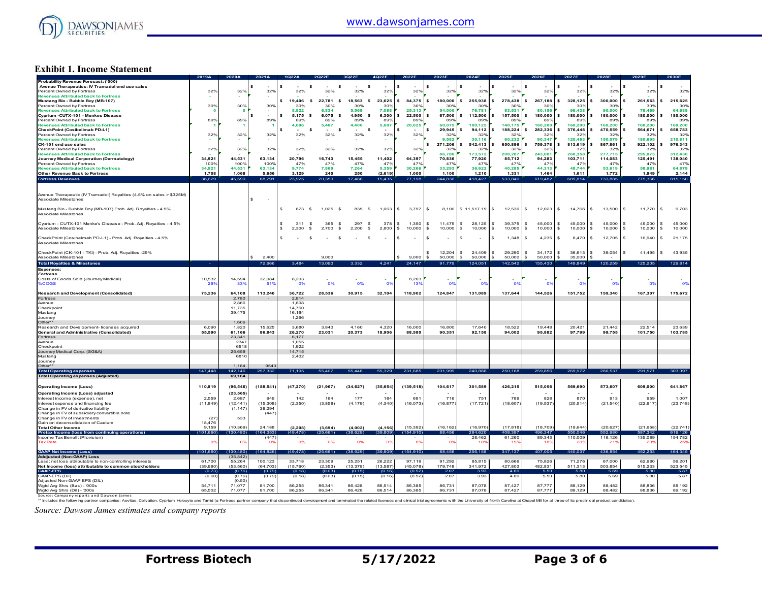## Exhibit 1. Income Statement

| | 2019A | 2020A | 2021A | 1Q22A | 2Q22E | 3Q22E | 4Q22E | 2022E | 2023E | 2024E | 2025E | 2026E | 2027E | 2028E | 2029E | 2030E |
|---|---|---|---|---|---|---|---|---|---|---|---|---|---|---|---|---|
| **Probability Revenue Forecast: ('000)** | | | | | | | | | | | | | | | | |
| Avenue Therapeutics: IV Tramadol end use sales | | | $ - | $ - | $ - | $ - | $ - | $ - | $ - | $ - | $ - | $ - | $ - | $ - | $ - | $ - |
| Percent Owned by Fortress | 32% | 32% | 32% | 32% | 32% | 32% | 32% | 32% | 32% | 32% | 32% | 32% | 32% | 32% | 32% | 32% |
| Revenues Attributed back to Fortress | - | - | - | - | - | - | - | - | - | - | - | - | - | - | - | - |
| Mustang Bio - Bubble Boy (MB-107) | | | | $ 19,406 | $ 22,781 | $ 18,563 | $ 23,625 | $ 84,375 | $ 180,000 | $ 255,938 | $ 278,438 | $ 267,188 | $ 328,125 | $ 300,000 | $ 261,563 | $ 215,625 |
| Percent Owned by Fortress | 30% | 30% | 30% | 30% | 30% | 30% | 30% | 30% | 30% | 30% | 30% | 30% | 30% | 30% | 30% | 30% |
| Revenues Attributed back to Fortress | 0 | 0 | - | 5,822 | 6,834 | 5,569 | 7,088 | 25,313 | 54,000 | 76,781 | 83,531 | 80,156 | 98,438 | 90,000 | 78,469 | 64,688 |
| Cyprium -CUTX-101 - Menkes Disease | | | $ - | $ 5,175 | $ 6,075 | $ 4,950 | $ 6,300 | $ 22,500 | $ 67,500 | $ 112,500 | $ 157,500 | $ 180,000 | $ 180,000 | $ 180,000 | $ 180,000 | $ 180,000 |
| Percent Owned by Fortress | 89% | 89% | 89% | 89% | 89% | 89% | 89% | 89% | 89% | 89% | 89% | 89% | 89% | 89% | 89% | 89% |
| Revenues Attributed back to Fortress | 1 | 1 | 1 | 4,606 | 5,407 | 4,406 | 5,607 | 20,025 | 60,075 | 100,125 | 140,175 | 160,200 | 160,200 | 160,200 | 160,200 | 160,200 |
| CheckPoint (Cosibelimab PD-L1) | | | | $ - | $ - | $ - | $ - | $ - | $ 29,945 | $ 94,112 | $ 188,224 | $ 282,336 | $ 376,448 | $ 470,559 | $ 564,671 | $ 658,783 |
| Percent Owned by Fortress | 32% | 32% | 32% | 32% | 32% | 32% | 32% | 32% | 32% | 32% | 32% | 32% | 32% | 32% | 32% | 32% |
| Revenues Attributed back to Fortress | - | - | - | - | - | - | - | - | 9,582 | 30,116 | 60,232 | 90,347 | 120,463 | 150,579 | 180,695 | 210,811 |
| CK-101 end use sales | | | | | | | | | $ 271,206 | $ 542,413 | $ 650,896 | $ 759,378 | $ 813,619 | $ 867,861 | $ 922,102 | $ 976,343 |
| Percent Owned by Fortress | 32% | 32% | 32% | 32% | 32% | 32% | 32% | 32% | 32% | 32% | 32% | 32% | 32% | 32% | 32% | 32% |
| Revenues Attributed back to Fortress | - | - | - | - | - | - | - | - | 86,786 | 173,572 | 208,287 | 243,001 | 260,358 | 277,715 | 295,073 | 312,430 |
| Journey Medical Corporation (Dermatology) | 34,921 | 44,531 | 63,134 | 20,796 | 16,743 | 15,455 | 11,402 | 64,397 | 70,836 | 77,920 | 85,712 | 94,283 | 103,711 | 114,083 | 125,491 | 138,040 |
| Percent Owned by Fortress | 100% | 100% | 100% | 47% | 47% | 47% | 47% | 47% | 47% | 47% | 47% | 47% | 47% | 47% | 47% | 47% |
| Revenues Attributed back to Fortress | 34,921 | 44,531 | 63,134 | 9,774 | 7,869 | 7,264 | 5,359 | 30,266 | 33,293 | 36,622 | 40,285 | 44,313 | 48,744 | 53,619 | 58,981 | 64,879 |
| Other Revenue Back to Fortress | 1,708 | 1,068 | 5,656 | 3,129 | 240 | 250 | (2,619) | 1,000 | 1,100 | 1,210 | 1,331 | 1,464 | 1,611 | 1,772 | 1,949 | 2,144 |
| **Fortress Revenues** | 36,629 | 45,599 | 68,791 | 23,925 | 20,350 | 17,488 | 15,435 | 77,198 | 244,836 | 418,427 | 533,840 | 619,482 | 689,814 | 733,885 | 775,366 | 815,150 |
| | | | | | | | | | | | | | | | | |
| Avenue Therapeutic (IV Tramadol) Royalties (4.5% on sales > $325M) | | | $ - | | | | | | | | | | | | | |
| Associate Milestones | | | | | | | | | | | | | | | | |
| Mustang Bio - Bubble Boy (MB-107) Prob. Adj. Royalties - 4.5% | | | | $ 873 | $ 1,025 | $ 835 | $ 1,063 | $ 3,797 | $ 8,100 | $ 11,517.19 | $ 12,530 | $ 12,023 | $ 14,766 | $ 13,500 | $ 11,770 | $ 9,703 |
| Associate Milestones | | | | | | | | | | | | | | | | |
| Cyprium - CUTX-101 Menke's Disease - Prob. Adj. Royalties - 4.5% | | | | $ 311 | $ 365 | $ 297 | $ 378 | $ 1,350 | $ 11,475 | $ 28,125 | $ 39,375 | $ 45,000 | $ 45,000 | $ 45,000 | $ 45,000 | $ 45,000 |
| Associate Milestones | | | | $ 2,300 | $ 2,700 | $ 2,200 | $ 2,800 | $ 10,000 | $ 10,000 | $ 10,000 | $ 10,000 | $ 10,000 | $ 10,000 | $ 10,000 | $ 10,000 | $ 10,000 |
| CheckPoint (Cosibelmab PD-L1) - Prob. Adj. Royalties - 4.5% | | | | $ - | $ - | $ - | $ - | $ - | $ - | $ - | $ 1,348 | $ 4,235 | $ 8,470 | $ 12,705 | $ 16,940 | $ 21,175 |
| Associate Milestones | | | | | | | | | | | | | | | | |
| CheckPoint (CK-101 - TKI) - Prob. Adj. Royalties -25% | | | | | | | | | $ 12,204 | $ 24,409 | $ 29,290 | $ 34,172 | $ 36,613 | $ 39,054 | $ 41,495 | $ 43,935 |
| Associate Milestones | | | $ 2,400 | | 9,000 | | | $ 9,000 | $ 50,000 | $ 50,000 | $ 50,000 | $ 50,000 | $ 35,000 | $ - | | |
| **Total Royalties & Milestones** | - | | 72,666 | 3,484 | 13,090 | 3,332 | 4,241 | 24,147 | 91,779 | 124,051 | 142,542 | 155,430 | 149,849 | 120,259 | 125,205 | 129,814 |
| **Expenses:** | | | | | | | | | | | | | | | | |
| *Fortress* | | | | | | | | | | | | | | | | |
| Costs of Goods Sold (Journey Medical) | 10,532 | 14,594 | 32,084 | 8,203 | - | - | - | 8,203 | - | - | - | - | - | - | - | - |
| %COGS | 29% | 33% | 51% | 0% | 0% | 0% | 0% | 13% | 0% | 0% | 0% | 0% | 0% | 0% | 0% | 0% |
| **Research and Development (Consolidated)** | 75,236 | 64,108 | 113,240 | 36,722 | 28,536 | 30,915 | 32,104 | 118,902 | 124,847 | 131,089 | 137,644 | 144,526 | 151,752 | 159,340 | 167,307 | 175,672 |
| Fortress | | 2,780 | - | 2,814 | | | | | | | | | | | | |
| Avenue | | 2,866 | | 1,808 | | | | | | | | | | | | |
| Checkpoint | | 11,735 | | 14,760 | | | | | | | | | | | | |
| Mustang | | 39,475 | | 16,164 | | | | | | | | | | | | |
| Journey | | | | 1,266 | | | | | | | | | | | | |
| Other** | | 1,606 | | | | | | | | | | | | | | |
| Research and Development- licenses acquired | 6,090 | 1,820 | 15,625 | 3,680 | 3,840 | 4,160 | 4,320 | 16,000 | 16,800 | 17,640 | 18,522 | 19,448 | 20,421 | 21,442 | 22,514 | 23,639 |
| **General and Administrative (Consolidated)** | 55,590 | 61,166 | 86,843 | 26,270 | 23,031 | 20,373 | 18,906 | 88,580 | 90,351 | 92,158 | 94,002 | 95,882 | 97,799 | 99,755 | 101,750 | 103,785 |
| Fortress | | 23,341 | | 6,177 | | | | | | | | | | | | |
| Avenue | | 2347 | | 1,055 | | | | | | | | | | | | |
| Checkpoint | | 6518 | | 1,922 | | | | | | | | | | | | |
| Journey Medical Corp. (SG&A) | | 25,659 | | 14,715 | | | | | | | | | | | | |
| Mustang | | 6810 | | 2,402 | | | | | | | | | | | | |
| Journey | | | | | | | | | | | | | | | | |
| Other** | | 1,184 | 9540 | | | | | | | | | | | | | |
| **Total Operating expenses** | 147,448 | 142,146 | 257,332 | 71,195 | 55,407 | 55,448 | 55,329 | 231,685 | 231,999 | 240,888 | 250,168 | 259,856 | 269,972 | 280,537 | 291,571 | 303,097 |
| **Total Operating expenses (Adjusted)** | | 69,164 | | | | | | | | | | | | | | |
| | | | | | | | | | | | | | | | | |
| **Operating Income (Loss)** | 110,819 | (96,546) | (188,541) | (47,270) | (21,967) | (34,627) | (35,654) | (139,518) | 104,617 | 301,589 | 426,215 | 515,056 | 569,690 | 573,607 | 609,000 | 641,867 |
| **Operating Income (Loss) adjusted** | - | (23,565) | | - | - | - | - | - | - | - | - | - | - | - | - | - |
| Interest income (expense), net | 2,559 | 2,687 | 649 | 142 | 164 | 177 | 184 | 681 | 716 | 751 | 789 | 828 | 870 | 913 | 959 | 1,007 |
| Interest expense and financing fee | (11,849) | (12,441) | (15,308) | (2,350) | (3,858) | (4,179) | (4,340) | (16,073) | (16,877) | (17,721) | (18,607) | (19,537) | (20,514) | (21,540) | (22,617) | (23,748) |
| Change in FV of derivative liability | | (1,147) | 39,294 | | | | | | | | | | | | | |
| Change in FV of subsidiary convertible note | | | (447) | | | | | | | | | | | | | |
| Change in FV of investments | (27) | 533 | | | | | | | | | | | | | | |
| Gain on deconsolidation of Caelum | 18,476 | | | | | | | | | | | | | | | |
| **Total Other Income** | 9,159 | (10,369) | 24,188 | (2,208) | (3,694) | (4,002) | (4,156) | (15,392) | (16,162) | (16,970) | (17,818) | (18,709) | (19,644) | (20,627) | (21,658) | (22,741) |
| **Pretax Income (loss from continuing operations)** | (101,660) | (130,480) | (164,353) | (49,478) | (25,661) | (38,629) | (39,809) | (154,910) | 88,456 | 284,620 | 408,397 | 496,347 | 550,046 | 552,980 | 587,342 | 619,126 |
| Income Tax Benefit (Provision) | | | (447) | - | - | - | - | - | - | 28,462 | 61,260 | 89,343 | 110,009 | 116,126 | 135,089 | 154,782 |
| Tax Rate | 0% | 0% | 0% | 0% | 0% | 0% | 0% | 0% | 0% | 10% | 15% | 18% | 20% | 21% | 23% | 25% |
| **GAAP Net Income (Loss)** | (101,660) | (130,480) | (164,826) | (49,478) | (25,661) | (38,629) | (39,809) | (154,910) | 88,456 | 256,158 | 347,137 | 407,005 | 440,037 | 436,854 | 452,253 | 464,345 |
| **Adjusted (Non-GAAP) Loss** | | (35,842) | | | | | | | | | | | | | | |
| Less: net loss attributable to non-controlling interests | 61,700 | 55,264 | 100,123 | 33,718 | 23,309 | 25,251 | 26,222 | 97,119 | 91,292 | 85,815 | 80,666 | 75,826 | 71,276 | 67,000 | 62,980 | 59,201 |
| **Net Income (loss) attributable to common stockholders** | (39,960) | (53,560) | (64,703) | (15,760) | (2,353) | (13,378) | (13,587) | (45,078) | 179,748 | 341,972 | 427,803 | 482,831 | 511,313 | 503,854 | 515,233 | 523,545 |
| **GAAP-EPS** | (0.73) | (0.76) | (0.79) | (0.18) | (0.03) | (0.15) | (0.16) | (0.52) | 2.07 | 3.93 | 4.89 | 5.50 | 5.80 | 5.69 | 5.80 | 5.87 |
| GAAP-EPS (Dil) | (0.60) | (0.76) | (0.79) | (0.18) | (0.03) | (0.15) | (0.16) | (0.52) | 2.07 | 3.93 | 4.89 | 5.50 | 5.80 | 5.69 | 5.80 | 5.87 |
| Adjusted Non-GAAP EPS (DIL) | | (0.50) | | | | | | | | | | | | | | |
| Wgtd Avg Shrs (Bas) - '000s | 54,711 | 71,077 | 81,700 | 86,255 | 86,341 | 86,428 | 86,514 | 86,385 | 86,731 | 87,078 | 87,427 | 87,777 | 88,129 | 88,482 | 88,836 | 89,192 |
| Wgtd Avg Shrs (Dil) - '000s | 65,502 | 71,077 | 81,700 | 86,255 | 86,341 | 86,428 | 86,514 | 86,385 | 86,731 | 87,078 | 87,427 | 87,777 | 88,129 | 88,482 | 88,836 | 89,192 |

Source: Company reports and Dawson James

** Includes the following partner companies: Aevitas, Cellvation, Cyprium, Helocyte and Tamid (a Fortress partner company that discontinued development and terminated the related licenses and clinical trial agreements with the University of North Carolina at Chapel Hill for all three of its preclinical product candidates).

*Source: Dawson James estimates and company reports*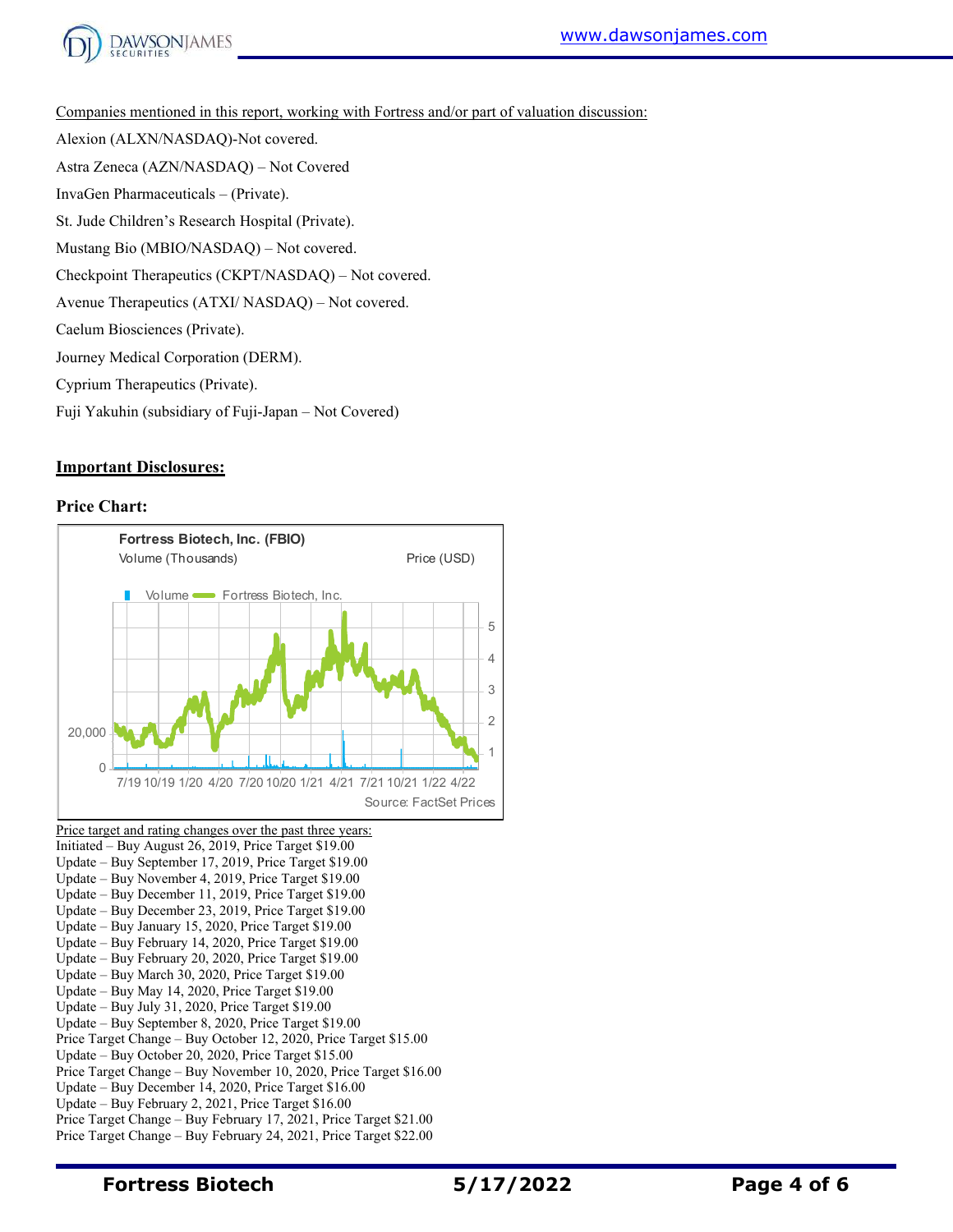Companies mentioned in this report, working with Fortress and/or part of valuation discussion:

Alexion (ALXN/NASDAQ)-Not covered.

Astra Zeneca (AZN/NASDAQ) – Not Covered

InvaGen Pharmaceuticals – (Private).

St. Jude Children's Research Hospital (Private).

Mustang Bio (MBIO/NASDAQ) – Not covered.

Checkpoint Therapeutics (CKPT/NASDAQ) – Not covered.

Avenue Therapeutics (ATXI/ NASDAQ) – Not covered.

Caelum Biosciences (Private).

Journey Medical Corporation (DERM).

Cyprium Therapeutics (Private).

Fuji Yakuhin (subsidiary of Fuji-Japan – Not Covered)

## Important Disclosures:

### Price Chart:

Fortress Biotech, Inc. (FBIO)

Source: FactSet Prices

Price target and rating changes over the past three years:

Initiated – Buy August 26, 2019, Price Target $19.00
Update – Buy September 17, 2019, Price Target $19.00
Update – Buy November 4, 2019, Price Target $19.00
Update – Buy December 11, 2019, Price Target $19.00
Update – Buy December 23, 2019, Price Target $19.00
Update – Buy January 15, 2020, Price Target $19.00
Update – Buy February 14, 2020, Price Target $19.00
Update – Buy February 20, 2020, Price Target $19.00
Update – Buy March 30, 2020, Price Target $19.00
Update – Buy May 14, 2020, Price Target $19.00
Update – Buy July 31, 2020, Price Target $19.00
Update – Buy September 8, 2020, Price Target $19.00
Price Target Change – Buy October 12, 2020, Price Target $15.00
Update – Buy October 20, 2020, Price Target $15.00
Price Target Change – Buy November 10, 2020, Price Target $16.00
Update – Buy December 14, 2020, Price Target $16.00
Update – Buy February 2, 2021, Price Target $16.00
Price Target Change – Buy February 17, 2021, Price Target $21.00
Price Target Change – Buy February 24, 2021, Price Target $22.00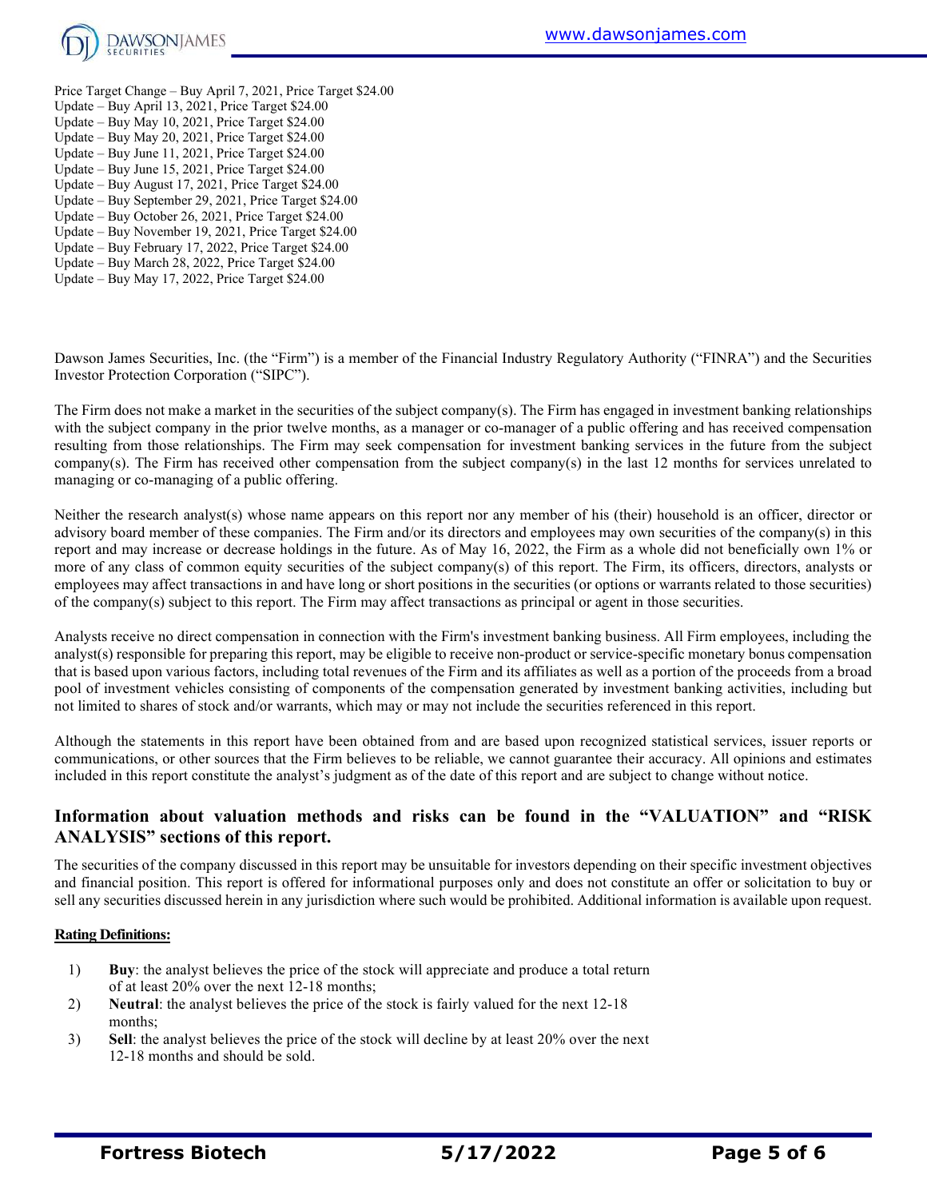Price Target Change – Buy April 7, 2021, Price Target $24.00
Update – Buy April 13, 2021, Price Target $24.00
Update – Buy May 10, 2021, Price Target $24.00
Update – Buy May 20, 2021, Price Target $24.00
Update – Buy June 11, 2021, Price Target $24.00
Update – Buy June 15, 2021, Price Target $24.00
Update – Buy August 17, 2021, Price Target $24.00
Update – Buy September 29, 2021, Price Target $24.00
Update – Buy October 26, 2021, Price Target $24.00
Update – Buy November 19, 2021, Price Target $24.00
Update – Buy February 17, 2022, Price Target $24.00
Update – Buy March 28, 2022, Price Target $24.00
Update – Buy May 17, 2022, Price Target $24.00

Dawson James Securities, Inc. (the "Firm") is a member of the Financial Industry Regulatory Authority ("FINRA") and the Securities Investor Protection Corporation ("SIPC").

The Firm does not make a market in the securities of the subject company(s). The Firm has engaged in investment banking relationships with the subject company in the prior twelve months, as a manager or co-manager of a public offering and has received compensation resulting from those relationships. The Firm may seek compensation for investment banking services in the future from the subject company(s). The Firm has received other compensation from the subject company(s) in the last 12 months for services unrelated to managing or co-managing of a public offering.

Neither the research analyst(s) whose name appears on this report nor any member of his (their) household is an officer, director or advisory board member of these companies. The Firm and/or its directors and employees may own securities of the company(s) in this report and may increase or decrease holdings in the future. As of May 16, 2022, the Firm as a whole did not beneficially own 1% or more of any class of common equity securities of the subject company(s) of this report. The Firm, its officers, directors, analysts or employees may affect transactions in and have long or short positions in the securities (or options or warrants related to those securities) of the company(s) subject to this report. The Firm may affect transactions as principal or agent in those securities.

Analysts receive no direct compensation in connection with the Firm's investment banking business. All Firm employees, including the analyst(s) responsible for preparing this report, may be eligible to receive non-product or service-specific monetary bonus compensation that is based upon various factors, including total revenues of the Firm and its affiliates as well as a portion of the proceeds from a broad pool of investment vehicles consisting of components of the compensation generated by investment banking activities, including but not limited to shares of stock and/or warrants, which may or may not include the securities referenced in this report.

Although the statements in this report have been obtained from and are based upon recognized statistical services, issuer reports or communications, or other sources that the Firm believes to be reliable, we cannot guarantee their accuracy. All opinions and estimates included in this report constitute the analyst's judgment as of the date of this report and are subject to change without notice.

## Information about valuation methods and risks can be found in the "VALUATION" and "RISK ANALYSIS" sections of this report.

The securities of the company discussed in this report may be unsuitable for investors depending on their specific investment objectives and financial position. This report is offered for informational purposes only and does not constitute an offer or solicitation to buy or sell any securities discussed herein in any jurisdiction where such would be prohibited. Additional information is available upon request.

**Rating Definitions:**

1) **Buy**: the analyst believes the price of the stock will appreciate and produce a total return of at least 20% over the next 12-18 months;
2) **Neutral**: the analyst believes the price of the stock is fairly valued for the next 12-18 months;
3) **Sell**: the analyst believes the price of the stock will decline by at least 20% over the next 12-18 months and should be sold.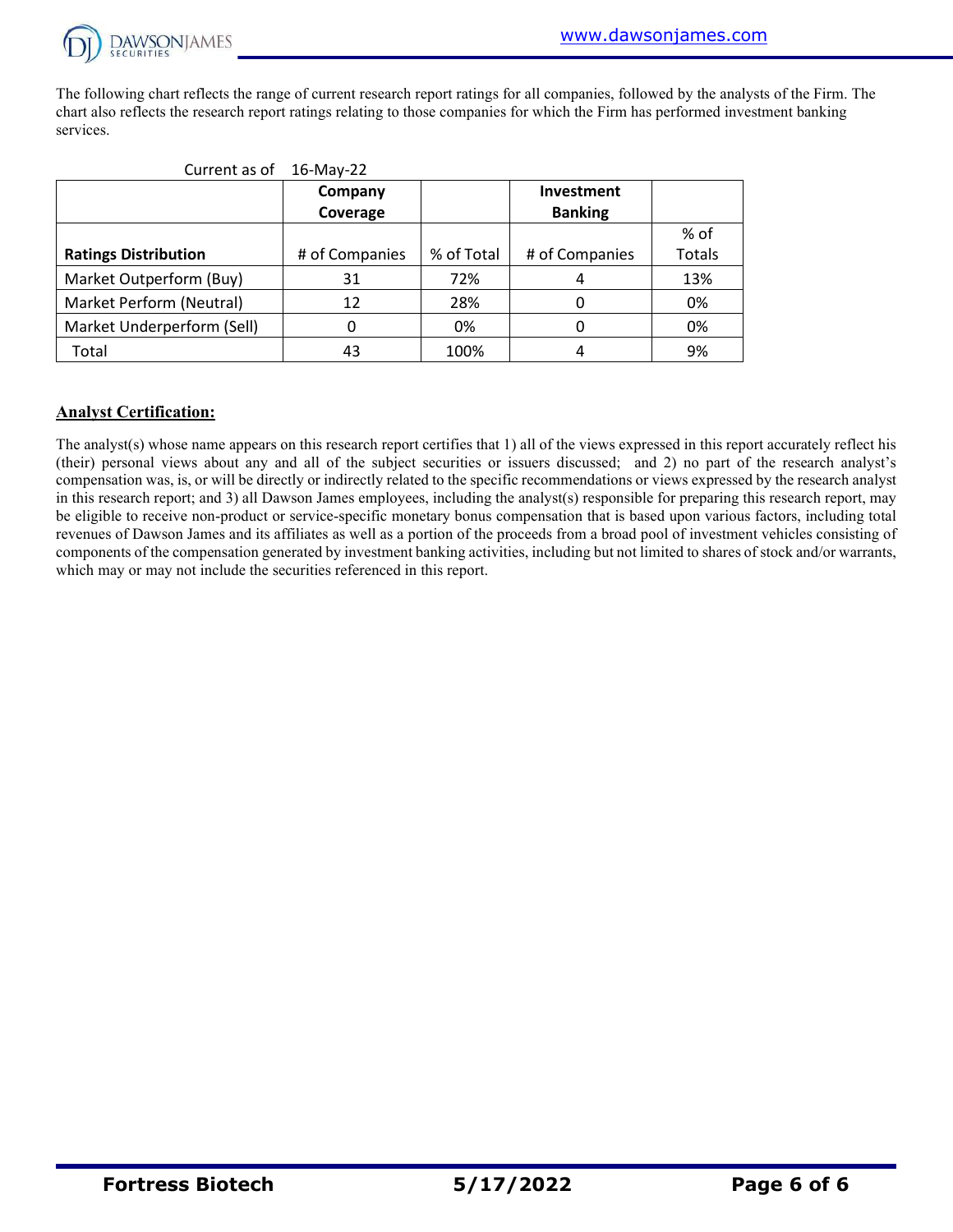The following chart reflects the range of current research report ratings for all companies, followed by the analysts of the Firm. The chart also reflects the research report ratings relating to those companies for which the Firm has performed investment banking services.

Current as of 16-May-22

| | **Company Coverage** | | **Investment Banking** | |
|---|---|---|---|---|
| **Ratings Distribution** | # of Companies | % of Total | # of Companies | % of Totals |
| Market Outperform (Buy) | 31 | 72% | 4 | 13% |
| Market Perform (Neutral) | 12 | 28% | 0 | 0% |
| Market Underperform (Sell) | 0 | 0% | 0 | 0% |
| Total | 43 | 100% | 4 | 9% |

## Analyst Certification:

The analyst(s) whose name appears on this research report certifies that 1) all of the views expressed in this report accurately reflect his (their) personal views about any and all of the subject securities or issuers discussed; and 2) no part of the research analyst's compensation was, is, or will be directly or indirectly related to the specific recommendations or views expressed by the research analyst in this research report; and 3) all Dawson James employees, including the analyst(s) responsible for preparing this research report, may be eligible to receive non-product or service-specific monetary bonus compensation that is based upon various factors, including total revenues of Dawson James and its affiliates as well as a portion of the proceeds from a broad pool of investment vehicles consisting of components of the compensation generated by investment banking activities, including but not limited to shares of stock and/or warrants, which may or may not include the securities referenced in this report.